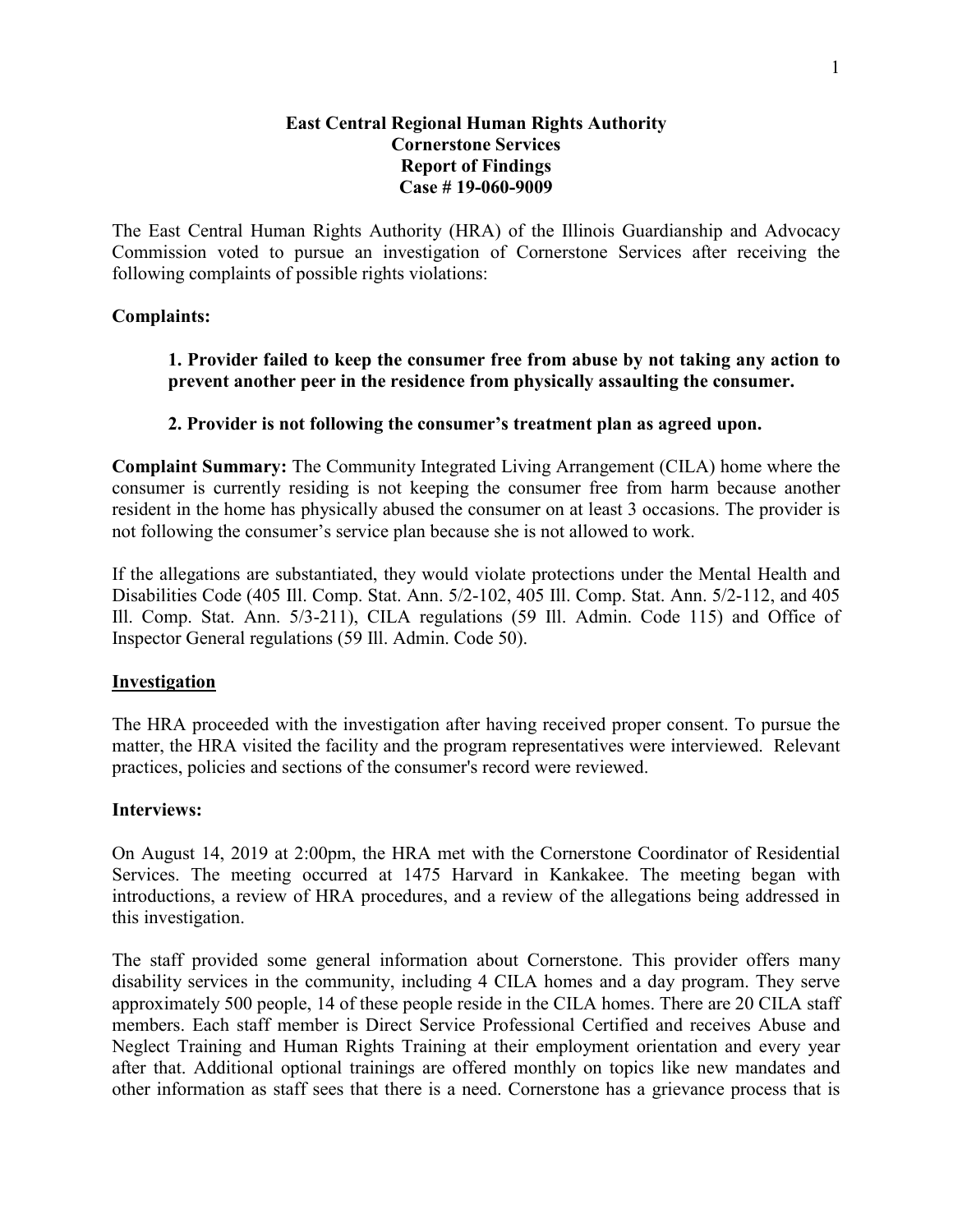**East Central Regional Human Rights Authority**
**Cornerstone Services**
**Report of Findings**
**Case # 19-060-9009**

The East Central Human Rights Authority (HRA) of the Illinois Guardianship and Advocacy Commission voted to pursue an investigation of Cornerstone Services after receiving the following complaints of possible rights violations:

**Complaints:**

> **1. Provider failed to keep the consumer free from abuse by not taking any action to prevent another peer in the residence from physically assaulting the consumer.**
>
> **2. Provider is not following the consumer's treatment plan as agreed upon.**

**Complaint Summary:** The Community Integrated Living Arrangement (CILA) home where the consumer is currently residing is not keeping the consumer free from harm because another resident in the home has physically abused the consumer on at least 3 occasions. The provider is not following the consumer's service plan because she is not allowed to work.

If the allegations are substantiated, they would violate protections under the Mental Health and Disabilities Code (405 Ill. Comp. Stat. Ann. 5/2-102, 405 Ill. Comp. Stat. Ann. 5/2-112, and 405 Ill. Comp. Stat. Ann. 5/3-211), CILA regulations (59 Ill. Admin. Code 115) and Office of Inspector General regulations (59 Ill. Admin. Code 50).

## Investigation

The HRA proceeded with the investigation after having received proper consent. To pursue the matter, the HRA visited the facility and the program representatives were interviewed. Relevant practices, policies and sections of the consumer's record were reviewed.

**Interviews:**

On August 14, 2019 at 2:00pm, the HRA met with the Cornerstone Coordinator of Residential Services. The meeting occurred at 1475 Harvard in Kankakee. The meeting began with introductions, a review of HRA procedures, and a review of the allegations being addressed in this investigation.

The staff provided some general information about Cornerstone. This provider offers many disability services in the community, including 4 CILA homes and a day program. They serve approximately 500 people, 14 of these people reside in the CILA homes. There are 20 CILA staff members. Each staff member is Direct Service Professional Certified and receives Abuse and Neglect Training and Human Rights Training at their employment orientation and every year after that. Additional optional trainings are offered monthly on topics like new mandates and other information as staff sees that there is a need. Cornerstone has a grievance process that is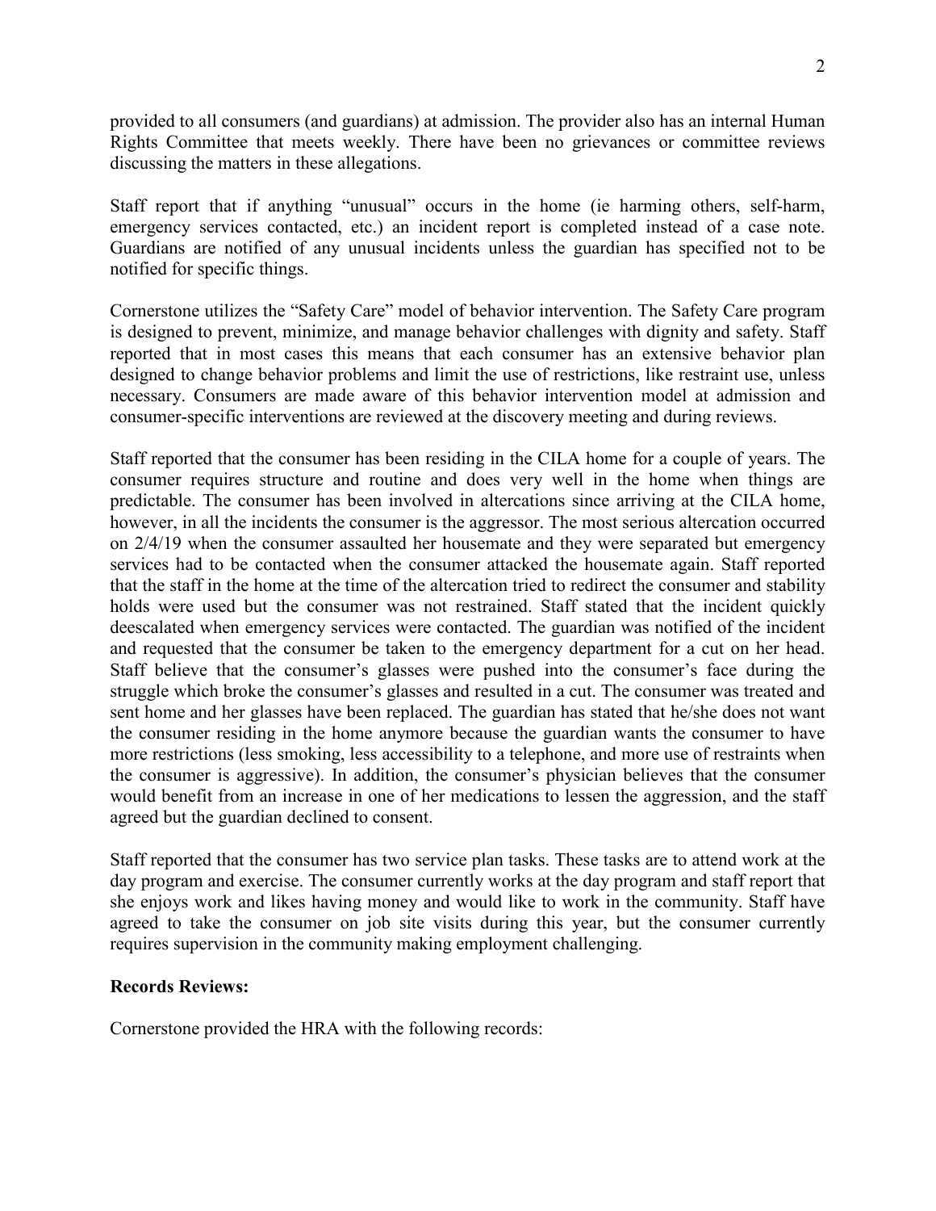provided to all consumers (and guardians) at admission. The provider also has an internal Human Rights Committee that meets weekly. There have been no grievances or committee reviews discussing the matters in these allegations.

Staff report that if anything "unusual" occurs in the home (ie harming others, self-harm, emergency services contacted, etc.) an incident report is completed instead of a case note. Guardians are notified of any unusual incidents unless the guardian has specified not to be notified for specific things.

Cornerstone utilizes the "Safety Care" model of behavior intervention. The Safety Care program is designed to prevent, minimize, and manage behavior challenges with dignity and safety. Staff reported that in most cases this means that each consumer has an extensive behavior plan designed to change behavior problems and limit the use of restrictions, like restraint use, unless necessary. Consumers are made aware of this behavior intervention model at admission and consumer-specific interventions are reviewed at the discovery meeting and during reviews.

Staff reported that the consumer has been residing in the CILA home for a couple of years. The consumer requires structure and routine and does very well in the home when things are predictable. The consumer has been involved in altercations since arriving at the CILA home, however, in all the incidents the consumer is the aggressor. The most serious altercation occurred on 2/4/19 when the consumer assaulted her housemate and they were separated but emergency services had to be contacted when the consumer attacked the housemate again. Staff reported that the staff in the home at the time of the altercation tried to redirect the consumer and stability holds were used but the consumer was not restrained. Staff stated that the incident quickly deescalated when emergency services were contacted. The guardian was notified of the incident and requested that the consumer be taken to the emergency department for a cut on her head. Staff believe that the consumer's glasses were pushed into the consumer's face during the struggle which broke the consumer's glasses and resulted in a cut. The consumer was treated and sent home and her glasses have been replaced. The guardian has stated that he/she does not want the consumer residing in the home anymore because the guardian wants the consumer to have more restrictions (less smoking, less accessibility to a telephone, and more use of restraints when the consumer is aggressive). In addition, the consumer's physician believes that the consumer would benefit from an increase in one of her medications to lessen the aggression, and the staff agreed but the guardian declined to consent.

Staff reported that the consumer has two service plan tasks. These tasks are to attend work at the day program and exercise. The consumer currently works at the day program and staff report that she enjoys work and likes having money and would like to work in the community. Staff have agreed to take the consumer on job site visits during this year, but the consumer currently requires supervision in the community making employment challenging.

**Records Reviews:**

Cornerstone provided the HRA with the following records: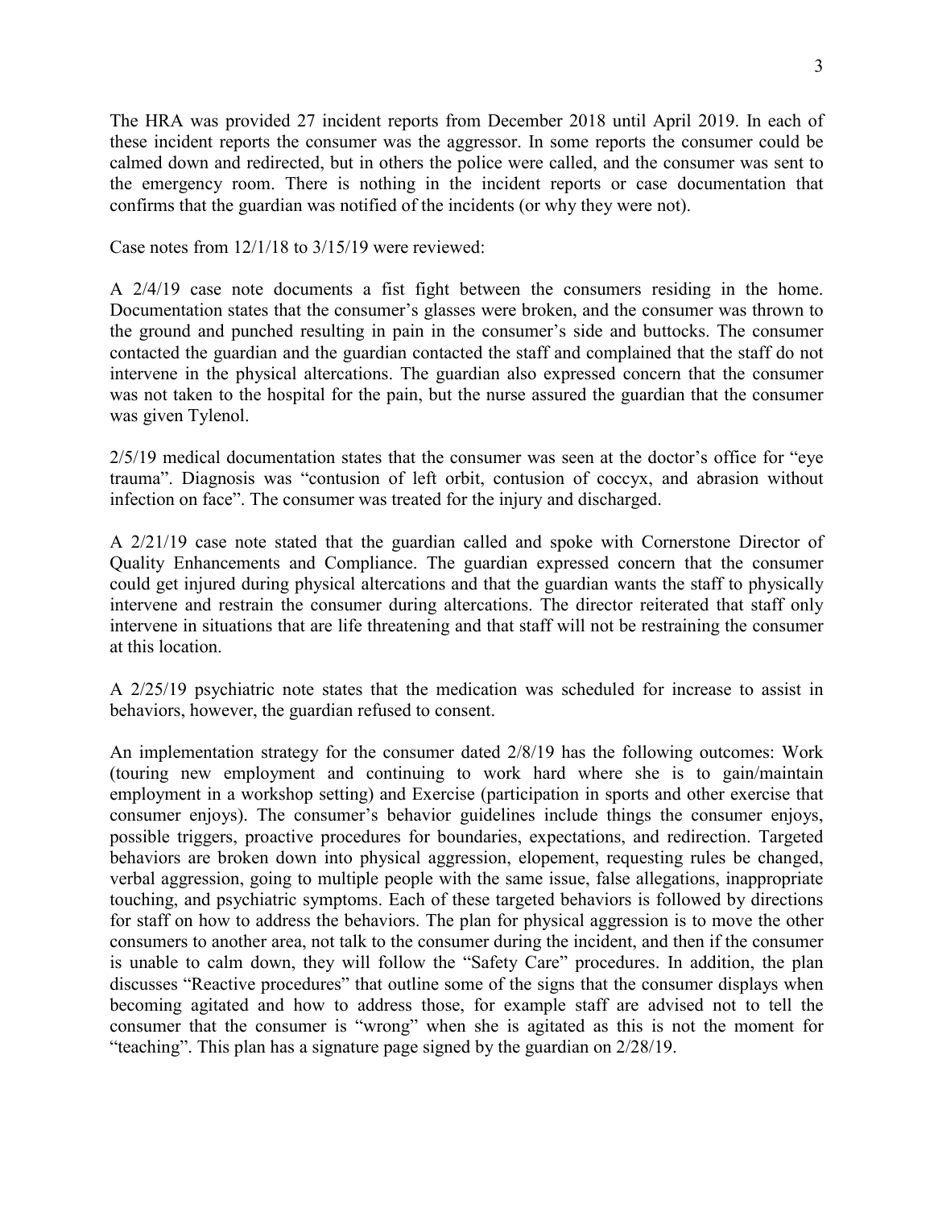The HRA was provided 27 incident reports from December 2018 until April 2019. In each of these incident reports the consumer was the aggressor. In some reports the consumer could be calmed down and redirected, but in others the police were called, and the consumer was sent to the emergency room. There is nothing in the incident reports or case documentation that confirms that the guardian was notified of the incidents (or why they were not).

Case notes from 12/1/18 to 3/15/19 were reviewed:

A 2/4/19 case note documents a fist fight between the consumers residing in the home. Documentation states that the consumer's glasses were broken, and the consumer was thrown to the ground and punched resulting in pain in the consumer's side and buttocks. The consumer contacted the guardian and the guardian contacted the staff and complained that the staff do not intervene in the physical altercations. The guardian also expressed concern that the consumer was not taken to the hospital for the pain, but the nurse assured the guardian that the consumer was given Tylenol.

2/5/19 medical documentation states that the consumer was seen at the doctor's office for "eye trauma". Diagnosis was "contusion of left orbit, contusion of coccyx, and abrasion without infection on face". The consumer was treated for the injury and discharged.

A 2/21/19 case note stated that the guardian called and spoke with Cornerstone Director of Quality Enhancements and Compliance. The guardian expressed concern that the consumer could get injured during physical altercations and that the guardian wants the staff to physically intervene and restrain the consumer during altercations. The director reiterated that staff only intervene in situations that are life threatening and that staff will not be restraining the consumer at this location.

A 2/25/19 psychiatric note states that the medication was scheduled for increase to assist in behaviors, however, the guardian refused to consent.

An implementation strategy for the consumer dated 2/8/19 has the following outcomes: Work (touring new employment and continuing to work hard where she is to gain/maintain employment in a workshop setting) and Exercise (participation in sports and other exercise that consumer enjoys). The consumer's behavior guidelines include things the consumer enjoys, possible triggers, proactive procedures for boundaries, expectations, and redirection. Targeted behaviors are broken down into physical aggression, elopement, requesting rules be changed, verbal aggression, going to multiple people with the same issue, false allegations, inappropriate touching, and psychiatric symptoms. Each of these targeted behaviors is followed by directions for staff on how to address the behaviors. The plan for physical aggression is to move the other consumers to another area, not talk to the consumer during the incident, and then if the consumer is unable to calm down, they will follow the "Safety Care" procedures. In addition, the plan discusses "Reactive procedures" that outline some of the signs that the consumer displays when becoming agitated and how to address those, for example staff are advised not to tell the consumer that the consumer is "wrong" when she is agitated as this is not the moment for "teaching". This plan has a signature page signed by the guardian on 2/28/19.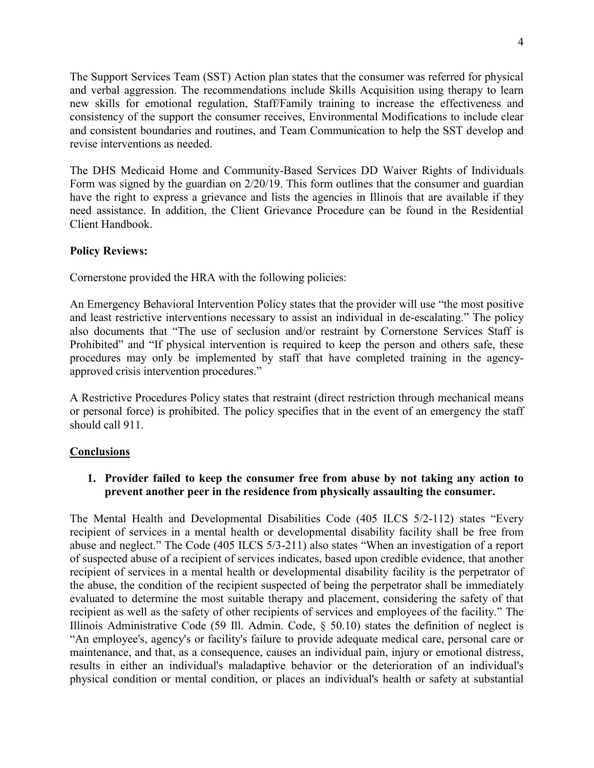The Support Services Team (SST) Action plan states that the consumer was referred for physical and verbal aggression. The recommendations include Skills Acquisition using therapy to learn new skills for emotional regulation, Staff/Family training to increase the effectiveness and consistency of the support the consumer receives, Environmental Modifications to include clear and consistent boundaries and routines, and Team Communication to help the SST develop and revise interventions as needed.

The DHS Medicaid Home and Community-Based Services DD Waiver Rights of Individuals Form was signed by the guardian on 2/20/19. This form outlines that the consumer and guardian have the right to express a grievance and lists the agencies in Illinois that are available if they need assistance. In addition, the Client Grievance Procedure can be found in the Residential Client Handbook.

**Policy Reviews:**

Cornerstone provided the HRA with the following policies:

An Emergency Behavioral Intervention Policy states that the provider will use "the most positive and least restrictive interventions necessary to assist an individual in de-escalating." The policy also documents that "The use of seclusion and/or restraint by Cornerstone Services Staff is Prohibited" and "If physical intervention is required to keep the person and others safe, these procedures may only be implemented by staff that have completed training in the agency-approved crisis intervention procedures."

A Restrictive Procedures Policy states that restraint (direct restriction through mechanical means or personal force) is prohibited. The policy specifies that in the event of an emergency the staff should call 911.

## Conclusions

1. **Provider failed to keep the consumer free from abuse by not taking any action to prevent another peer in the residence from physically assaulting the consumer.**

The Mental Health and Developmental Disabilities Code (405 ILCS 5/2-112) states "Every recipient of services in a mental health or developmental disability facility shall be free from abuse and neglect." The Code (405 ILCS 5/3-211) also states "When an investigation of a report of suspected abuse of a recipient of services indicates, based upon credible evidence, that another recipient of services in a mental health or developmental disability facility is the perpetrator of the abuse, the condition of the recipient suspected of being the perpetrator shall be immediately evaluated to determine the most suitable therapy and placement, considering the safety of that recipient as well as the safety of other recipients of services and employees of the facility." The Illinois Administrative Code (59 Ill. Admin. Code, § 50.10) states the definition of neglect is "An employee's, agency's or facility's failure to provide adequate medical care, personal care or maintenance, and that, as a consequence, causes an individual pain, injury or emotional distress, results in either an individual's maladaptive behavior or the deterioration of an individual's physical condition or mental condition, or places an individual's health or safety at substantial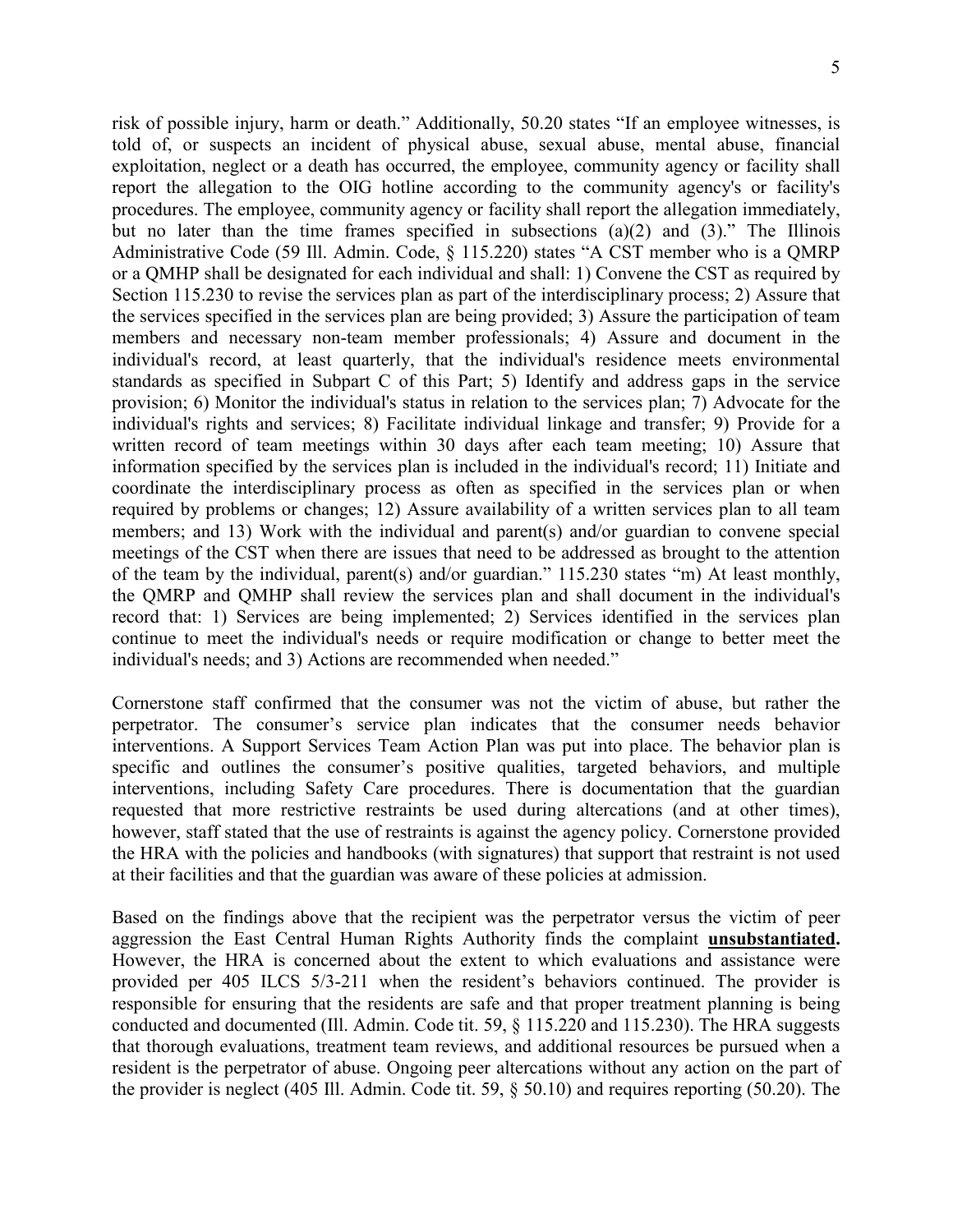risk of possible injury, harm or death." Additionally, 50.20 states "If an employee witnesses, is told of, or suspects an incident of physical abuse, sexual abuse, mental abuse, financial exploitation, neglect or a death has occurred, the employee, community agency or facility shall report the allegation to the OIG hotline according to the community agency's or facility's procedures. The employee, community agency or facility shall report the allegation immediately, but no later than the time frames specified in subsections (a)(2) and (3)." The Illinois Administrative Code (59 Ill. Admin. Code, § 115.220) states "A CST member who is a QMRP or a QMHP shall be designated for each individual and shall: 1) Convene the CST as required by Section 115.230 to revise the services plan as part of the interdisciplinary process; 2) Assure that the services specified in the services plan are being provided; 3) Assure the participation of team members and necessary non-team member professionals; 4) Assure and document in the individual's record, at least quarterly, that the individual's residence meets environmental standards as specified in Subpart C of this Part; 5) Identify and address gaps in the service provision; 6) Monitor the individual's status in relation to the services plan; 7) Advocate for the individual's rights and services; 8) Facilitate individual linkage and transfer; 9) Provide for a written record of team meetings within 30 days after each team meeting; 10) Assure that information specified by the services plan is included in the individual's record; 11) Initiate and coordinate the interdisciplinary process as often as specified in the services plan or when required by problems or changes; 12) Assure availability of a written services plan to all team members; and 13) Work with the individual and parent(s) and/or guardian to convene special meetings of the CST when there are issues that need to be addressed as brought to the attention of the team by the individual, parent(s) and/or guardian." 115.230 states "m) At least monthly, the QMRP and QMHP shall review the services plan and shall document in the individual's record that: 1) Services are being implemented; 2) Services identified in the services plan continue to meet the individual's needs or require modification or change to better meet the individual's needs; and 3) Actions are recommended when needed."

Cornerstone staff confirmed that the consumer was not the victim of abuse, but rather the perpetrator. The consumer's service plan indicates that the consumer needs behavior interventions. A Support Services Team Action Plan was put into place. The behavior plan is specific and outlines the consumer's positive qualities, targeted behaviors, and multiple interventions, including Safety Care procedures. There is documentation that the guardian requested that more restrictive restraints be used during altercations (and at other times), however, staff stated that the use of restraints is against the agency policy. Cornerstone provided the HRA with the policies and handbooks (with signatures) that support that restraint is not used at their facilities and that the guardian was aware of these policies at admission.

Based on the findings above that the recipient was the perpetrator versus the victim of peer aggression the East Central Human Rights Authority finds the complaint **unsubstantiated.** However, the HRA is concerned about the extent to which evaluations and assistance were provided per 405 ILCS 5/3-211 when the resident's behaviors continued. The provider is responsible for ensuring that the residents are safe and that proper treatment planning is being conducted and documented (Ill. Admin. Code tit. 59, § 115.220 and 115.230). The HRA suggests that thorough evaluations, treatment team reviews, and additional resources be pursued when a resident is the perpetrator of abuse. Ongoing peer altercations without any action on the part of the provider is neglect (405 Ill. Admin. Code tit. 59, § 50.10) and requires reporting (50.20). The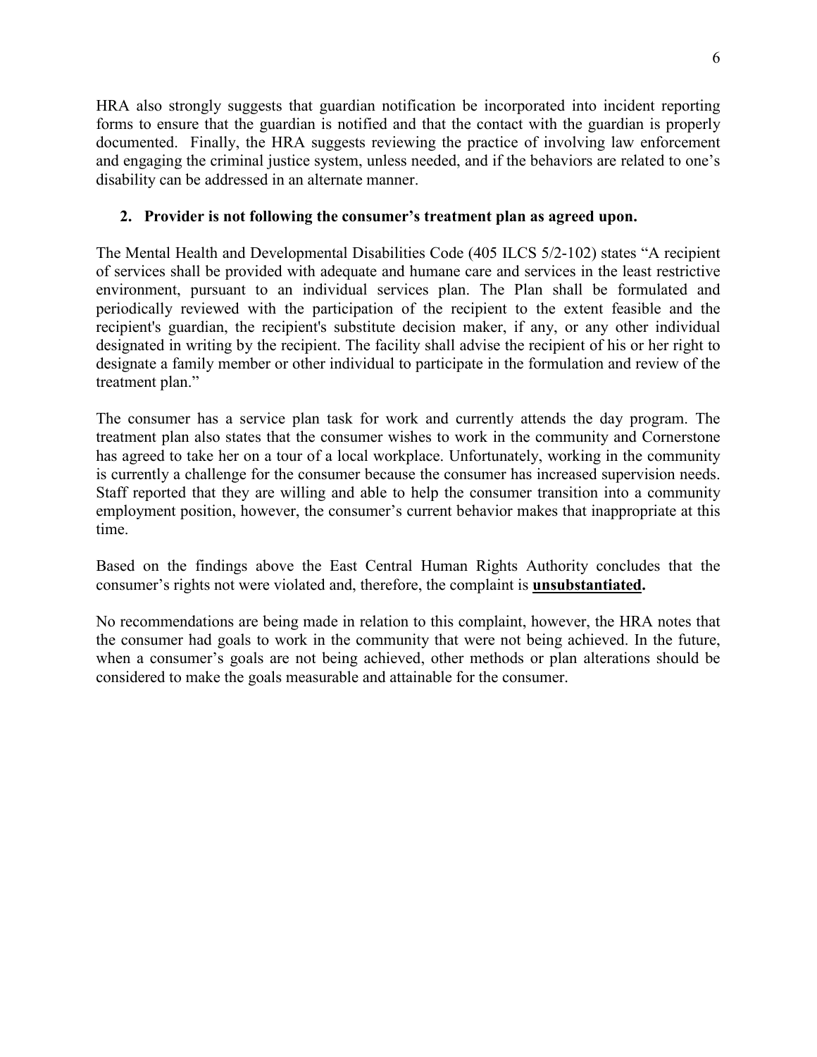HRA also strongly suggests that guardian notification be incorporated into incident reporting forms to ensure that the guardian is notified and that the contact with the guardian is properly documented. Finally, the HRA suggests reviewing the practice of involving law enforcement and engaging the criminal justice system, unless needed, and if the behaviors are related to one's disability can be addressed in an alternate manner.

**2. Provider is not following the consumer's treatment plan as agreed upon.**

The Mental Health and Developmental Disabilities Code (405 ILCS 5/2-102) states "A recipient of services shall be provided with adequate and humane care and services in the least restrictive environment, pursuant to an individual services plan. The Plan shall be formulated and periodically reviewed with the participation of the recipient to the extent feasible and the recipient's guardian, the recipient's substitute decision maker, if any, or any other individual designated in writing by the recipient. The facility shall advise the recipient of his or her right to designate a family member or other individual to participate in the formulation and review of the treatment plan."

The consumer has a service plan task for work and currently attends the day program. The treatment plan also states that the consumer wishes to work in the community and Cornerstone has agreed to take her on a tour of a local workplace. Unfortunately, working in the community is currently a challenge for the consumer because the consumer has increased supervision needs. Staff reported that they are willing and able to help the consumer transition into a community employment position, however, the consumer's current behavior makes that inappropriate at this time.

Based on the findings above the East Central Human Rights Authority concludes that the consumer's rights not were violated and, therefore, the complaint is **unsubstantiated.**

No recommendations are being made in relation to this complaint, however, the HRA notes that the consumer had goals to work in the community that were not being achieved. In the future, when a consumer's goals are not being achieved, other methods or plan alterations should be considered to make the goals measurable and attainable for the consumer.